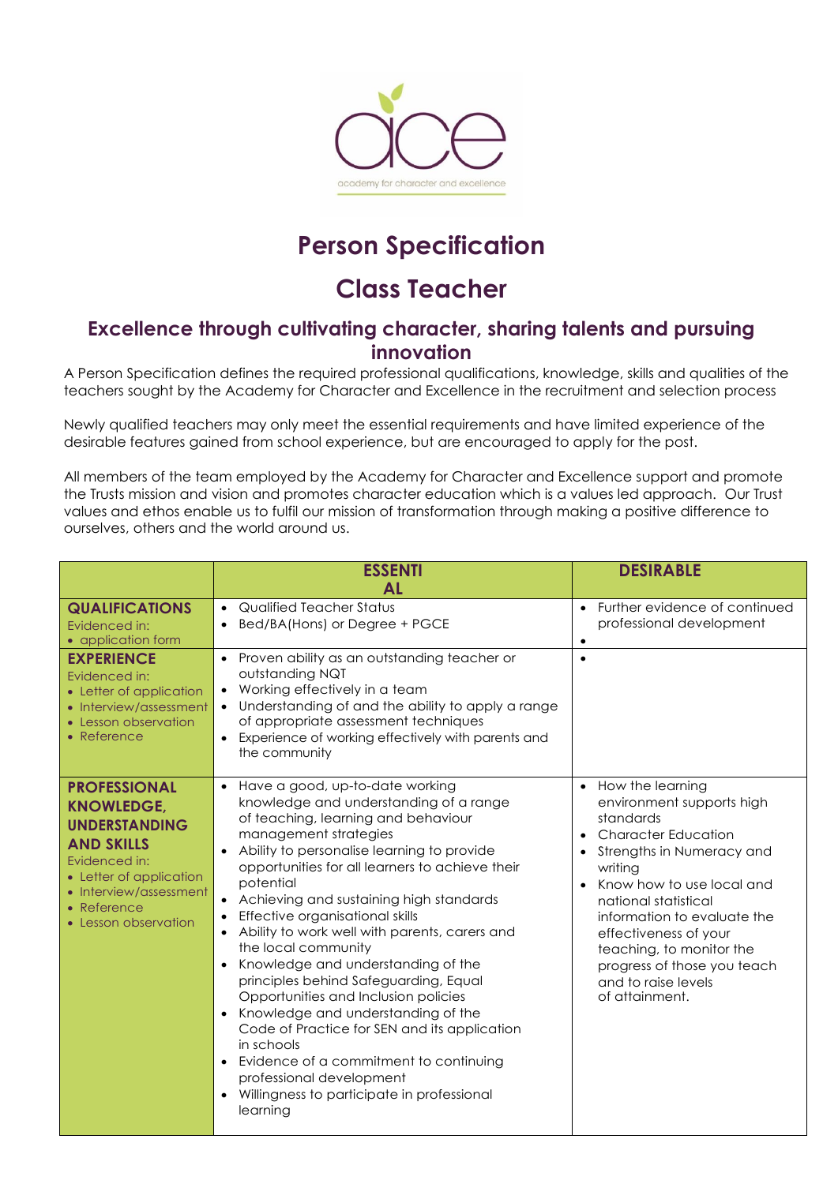# Person Specification

# Class Teacher

## Excellence through cultivating character, sharing talents and pursuing innovation

A Person Specification defines the required professional qualifications, knowledge, skills and qualities of the teachers sought by the Academy for Character and Excellence in the recruitment and selection process

Newly qualified teachers may only meet the essential requirements and have limited experience of the desirable features gained from school experience, but are encouraged to apply for the post.

All members of the team employed by the Academy for Character and Excellence support and promote the Trusts mission and vision and promotes character education which is a values led approach. Our Trust values and ethos enable us to fulfil our mission of transformation through making a positive difference to ourselves, others and the world around us.

| | ESSENTIAL | DESIRABLE |
|---|---|---|
| **QUALIFICATIONS**<br>Evidenced in:<br>• application form | • Qualified Teacher Status<br>• Bed/BA(Hons) or Degree + PGCE | • Further evidence of continued professional development<br>• |
| **EXPERIENCE**<br>Evidenced in:<br>• Letter of application<br>• Interview/assessment<br>• Lesson observation<br>• Reference | • Proven ability as an outstanding teacher or outstanding NQT<br>• Working effectively in a team<br>• Understanding of and the ability to apply a range of appropriate assessment techniques<br>• Experience of working effectively with parents and the community | • |
| **PROFESSIONAL KNOWLEDGE, UNDERSTANDING AND SKILLS**<br>Evidenced in:<br>• Letter of application<br>• Interview/assessment<br>• Reference<br>• Lesson observation | • Have a good, up-to-date working knowledge and understanding of a range of teaching, learning and behaviour management strategies<br>• Ability to personalise learning to provide opportunities for all learners to achieve their potential<br>• Achieving and sustaining high standards<br>• Effective organisational skills<br>• Ability to work well with parents, carers and the local community<br>• Knowledge and understanding of the principles behind Safeguarding, Equal Opportunities and Inclusion policies<br>• Knowledge and understanding of the Code of Practice for SEN and its application in schools<br>• Evidence of a commitment to continuing professional development<br>• Willingness to participate in professional learning | • How the learning environment supports high standards<br>• Character Education<br>• Strengths in Numeracy and writing<br>• Know how to use local and national statistical information to evaluate the effectiveness of your teaching, to monitor the progress of those you teach and to raise levels of attainment. |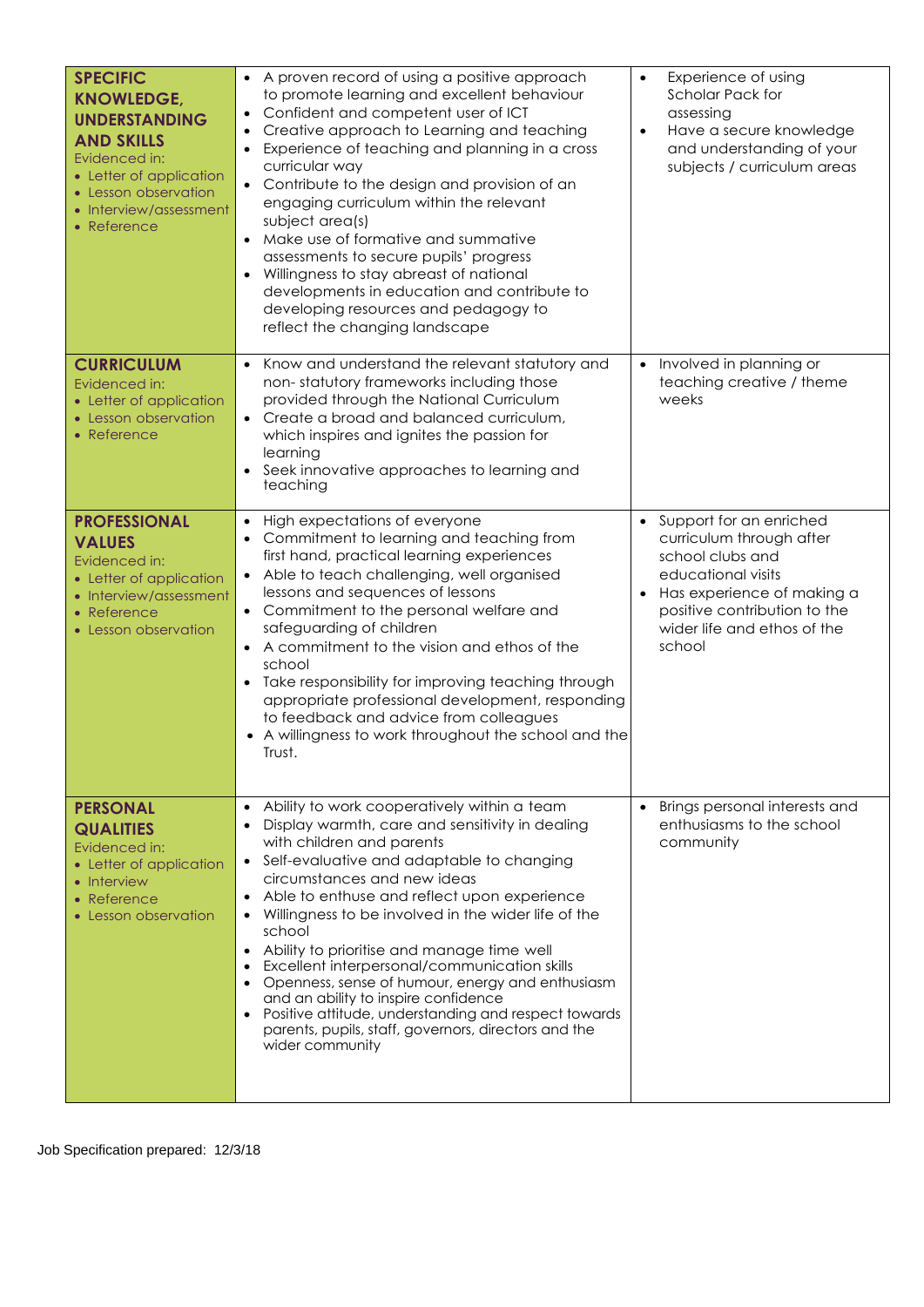| | | |
|---|---|---|
| **SPECIFIC KNOWLEDGE, UNDERSTANDING AND SKILLS**<br>Evidenced in:<br>• Letter of application<br>• Lesson observation<br>• Interview/assessment<br>• Reference | • A proven record of using a positive approach to promote learning and excellent behaviour<br>• Confident and competent user of ICT<br>• Creative approach to Learning and teaching<br>• Experience of teaching and planning in a cross curricular way<br>• Contribute to the design and provision of an engaging curriculum within the relevant subject area(s)<br>• Make use of formative and summative assessments to secure pupils' progress<br>• Willingness to stay abreast of national developments in education and contribute to developing resources and pedagogy to reflect the changing landscape | • Experience of using Scholar Pack for assessing<br>• Have a secure knowledge and understanding of your subjects / curriculum areas |
| **CURRICULUM**<br>Evidenced in:<br>• Letter of application<br>• Lesson observation<br>• Reference | • Know and understand the relevant statutory and non- statutory frameworks including those provided through the National Curriculum<br>• Create a broad and balanced curriculum, which inspires and ignites the passion for learning<br>• Seek innovative approaches to learning and teaching | • Involved in planning or teaching creative / theme weeks |
| **PROFESSIONAL VALUES**<br>Evidenced in:<br>• Letter of application<br>• Interview/assessment<br>• Reference<br>• Lesson observation | • High expectations of everyone<br>• Commitment to learning and teaching from first hand, practical learning experiences<br>• Able to teach challenging, well organised lessons and sequences of lessons<br>• Commitment to the personal welfare and safeguarding of children<br>• A commitment to the vision and ethos of the school<br>• Take responsibility for improving teaching through appropriate professional development, responding to feedback and advice from colleagues<br>• A willingness to work throughout the school and the Trust. | • Support for an enriched curriculum through after school clubs and educational visits<br>• Has experience of making a positive contribution to the wider life and ethos of the school |
| **PERSONAL QUALITIES**<br>Evidenced in:<br>• Letter of application<br>• Interview<br>• Reference<br>• Lesson observation | • Ability to work cooperatively within a team<br>• Display warmth, care and sensitivity in dealing with children and parents<br>• Self-evaluative and adaptable to changing circumstances and new ideas<br>• Able to enthuse and reflect upon experience<br>• Willingness to be involved in the wider life of the school<br>• Ability to prioritise and manage time well<br>• Excellent interpersonal/communication skills<br>• Openness, sense of humour, energy and enthusiasm and an ability to inspire confidence<br>• Positive attitude, understanding and respect towards parents, pupils, staff, governors, directors and the wider community | • Brings personal interests and enthusiasms to the school community |

Job Specification prepared: 12/3/18